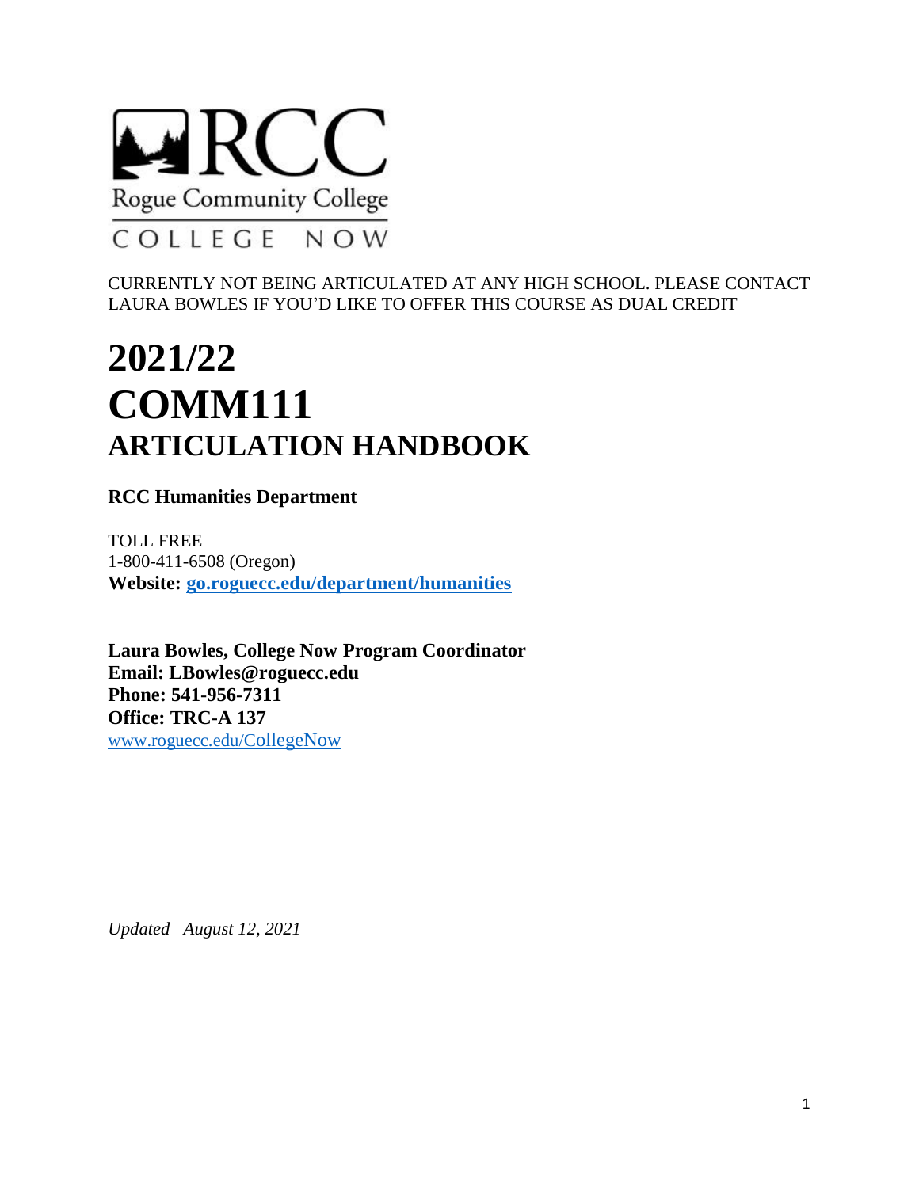RCC

Rogue Community College

COLLEGE NOW

CURRENTLY NOT BEING ARTICULATED AT ANY HIGH SCHOOL. PLEASE CONTACT LAURA BOWLES IF YOU'D LIKE TO OFFER THIS COURSE AS DUAL CREDIT

# 2021/22
# COMM111
## ARTICULATION HANDBOOK

**RCC Humanities Department**

TOLL FREE
1-800-411-6508 (Oregon)
**Website: go.roguecc.edu/department/humanities**

**Laura Bowles, College Now Program Coordinator**
**Email: LBowles@roguecc.edu**
**Phone: 541-956-7311**
**Office: TRC-A 137**
www.roguecc.edu/CollegeNow

*Updated August 12, 2021*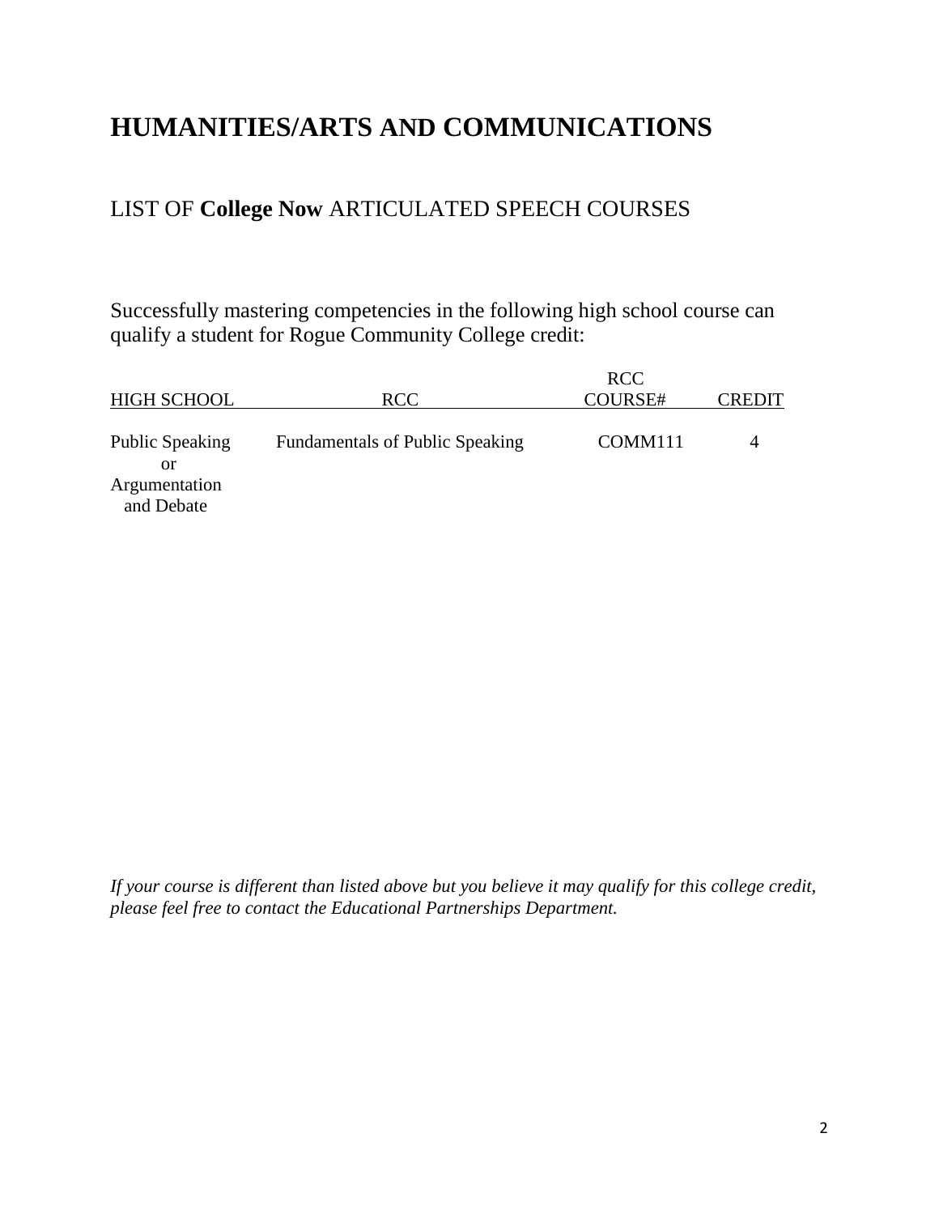# HUMANITIES/ARTS AND COMMUNICATIONS

## LIST OF **College Now** ARTICULATED SPEECH COURSES

Successfully mastering competencies in the following high school course can qualify a student for Rogue Community College credit:

| HIGH SCHOOL | RCC | RCC COURSE# | CREDIT |
|---|---|---|---|
| Public Speaking or Argumentation and Debate | Fundamentals of Public Speaking | COMM111 | 4 |

*If your course is different than listed above but you believe it may qualify for this college credit, please feel free to contact the Educational Partnerships Department.*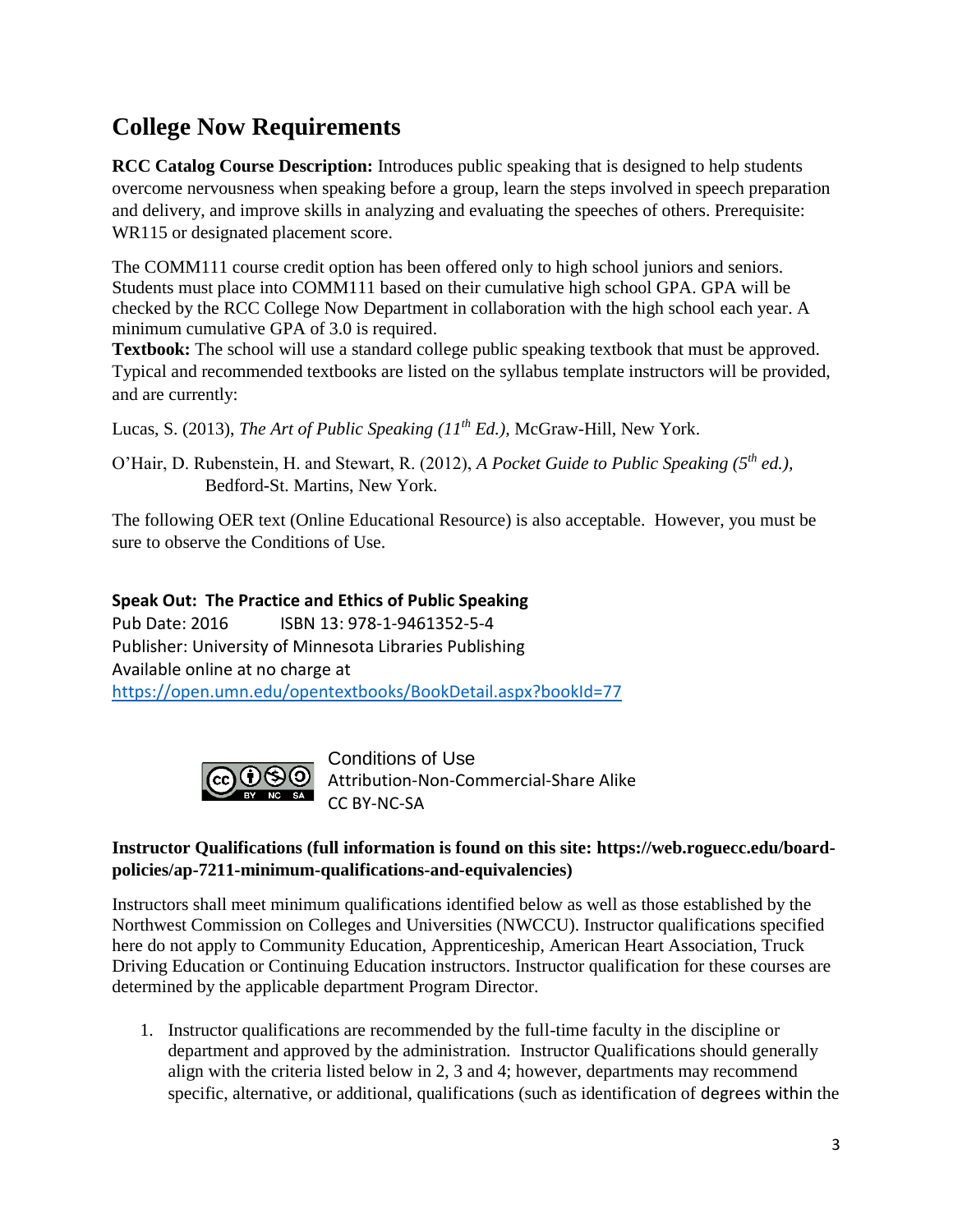## College Now Requirements

**RCC Catalog Course Description:** Introduces public speaking that is designed to help students overcome nervousness when speaking before a group, learn the steps involved in speech preparation and delivery, and improve skills in analyzing and evaluating the speeches of others. Prerequisite: WR115 or designated placement score.

The COMM111 course credit option has been offered only to high school juniors and seniors. Students must place into COMM111 based on their cumulative high school GPA. GPA will be checked by the RCC College Now Department in collaboration with the high school each year. A minimum cumulative GPA of 3.0 is required.

**Textbook:** The school will use a standard college public speaking textbook that must be approved. Typical and recommended textbooks are listed on the syllabus template instructors will be provided, and are currently:

Lucas, S. (2013), *The Art of Public Speaking (11th Ed.)*, McGraw-Hill, New York.

O'Hair, D. Rubenstein, H. and Stewart, R. (2012), *A Pocket Guide to Public Speaking (5th ed.)*, Bedford-St. Martins, New York.

The following OER text (Online Educational Resource) is also acceptable. However, you must be sure to observe the Conditions of Use.

**Speak Out: The Practice and Ethics of Public Speaking**
Pub Date: 2016 ISBN 13: 978-1-9461352-5-4
Publisher: University of Minnesota Libraries Publishing
Available online at no charge at
https://open.umn.edu/opentextbooks/BookDetail.aspx?bookId=77

Conditions of Use
Attribution-Non-Commercial-Share Alike
CC BY-NC-SA

**Instructor Qualifications (full information is found on this site: https://web.roguecc.edu/board-policies/ap-7211-minimum-qualifications-and-equivalencies)**

Instructors shall meet minimum qualifications identified below as well as those established by the Northwest Commission on Colleges and Universities (NWCCU). Instructor qualifications specified here do not apply to Community Education, Apprenticeship, American Heart Association, Truck Driving Education or Continuing Education instructors. Instructor qualification for these courses are determined by the applicable department Program Director.

1. Instructor qualifications are recommended by the full-time faculty in the discipline or department and approved by the administration. Instructor Qualifications should generally align with the criteria listed below in 2, 3 and 4; however, departments may recommend specific, alternative, or additional, qualifications (such as identification of degrees within the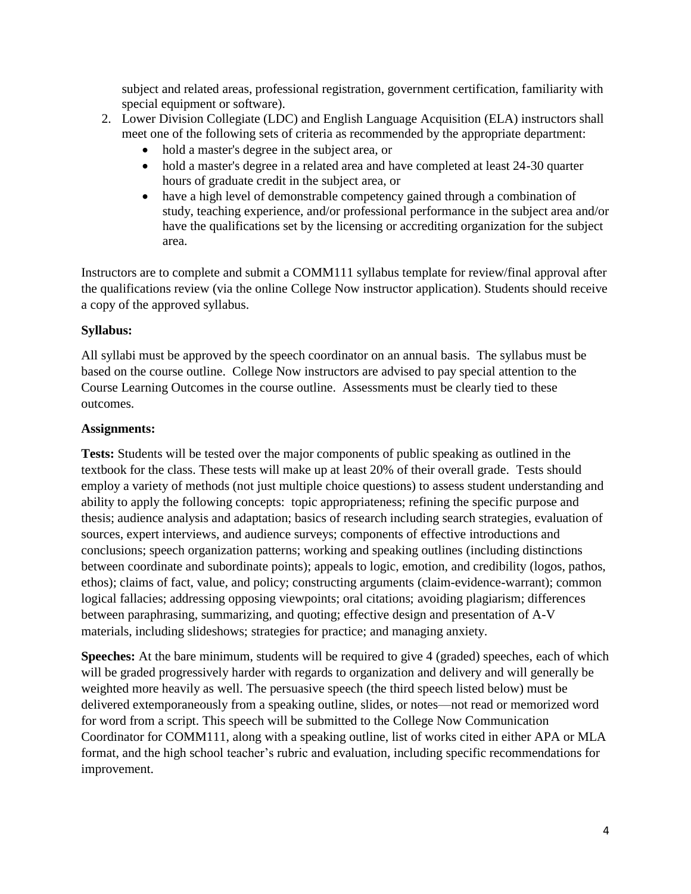subject and related areas, professional registration, government certification, familiarity with special equipment or software).

2. Lower Division Collegiate (LDC) and English Language Acquisition (ELA) instructors shall meet one of the following sets of criteria as recommended by the appropriate department:
   - hold a master's degree in the subject area, or
   - hold a master's degree in a related area and have completed at least 24-30 quarter hours of graduate credit in the subject area, or
   - have a high level of demonstrable competency gained through a combination of study, teaching experience, and/or professional performance in the subject area and/or have the qualifications set by the licensing or accrediting organization for the subject area.

Instructors are to complete and submit a COMM111 syllabus template for review/final approval after the qualifications review (via the online College Now instructor application). Students should receive a copy of the approved syllabus.

**Syllabus:**

All syllabi must be approved by the speech coordinator on an annual basis. The syllabus must be based on the course outline. College Now instructors are advised to pay special attention to the Course Learning Outcomes in the course outline. Assessments must be clearly tied to these outcomes.

**Assignments:**

**Tests:** Students will be tested over the major components of public speaking as outlined in the textbook for the class. These tests will make up at least 20% of their overall grade. Tests should employ a variety of methods (not just multiple choice questions) to assess student understanding and ability to apply the following concepts: topic appropriateness; refining the specific purpose and thesis; audience analysis and adaptation; basics of research including search strategies, evaluation of sources, expert interviews, and audience surveys; components of effective introductions and conclusions; speech organization patterns; working and speaking outlines (including distinctions between coordinate and subordinate points); appeals to logic, emotion, and credibility (logos, pathos, ethos); claims of fact, value, and policy; constructing arguments (claim-evidence-warrant); common logical fallacies; addressing opposing viewpoints; oral citations; avoiding plagiarism; differences between paraphrasing, summarizing, and quoting; effective design and presentation of A-V materials, including slideshows; strategies for practice; and managing anxiety.

**Speeches:** At the bare minimum, students will be required to give 4 (graded) speeches, each of which will be graded progressively harder with regards to organization and delivery and will generally be weighted more heavily as well. The persuasive speech (the third speech listed below) must be delivered extemporaneously from a speaking outline, slides, or notes—not read or memorized word for word from a script. This speech will be submitted to the College Now Communication Coordinator for COMM111, along with a speaking outline, list of works cited in either APA or MLA format, and the high school teacher's rubric and evaluation, including specific recommendations for improvement.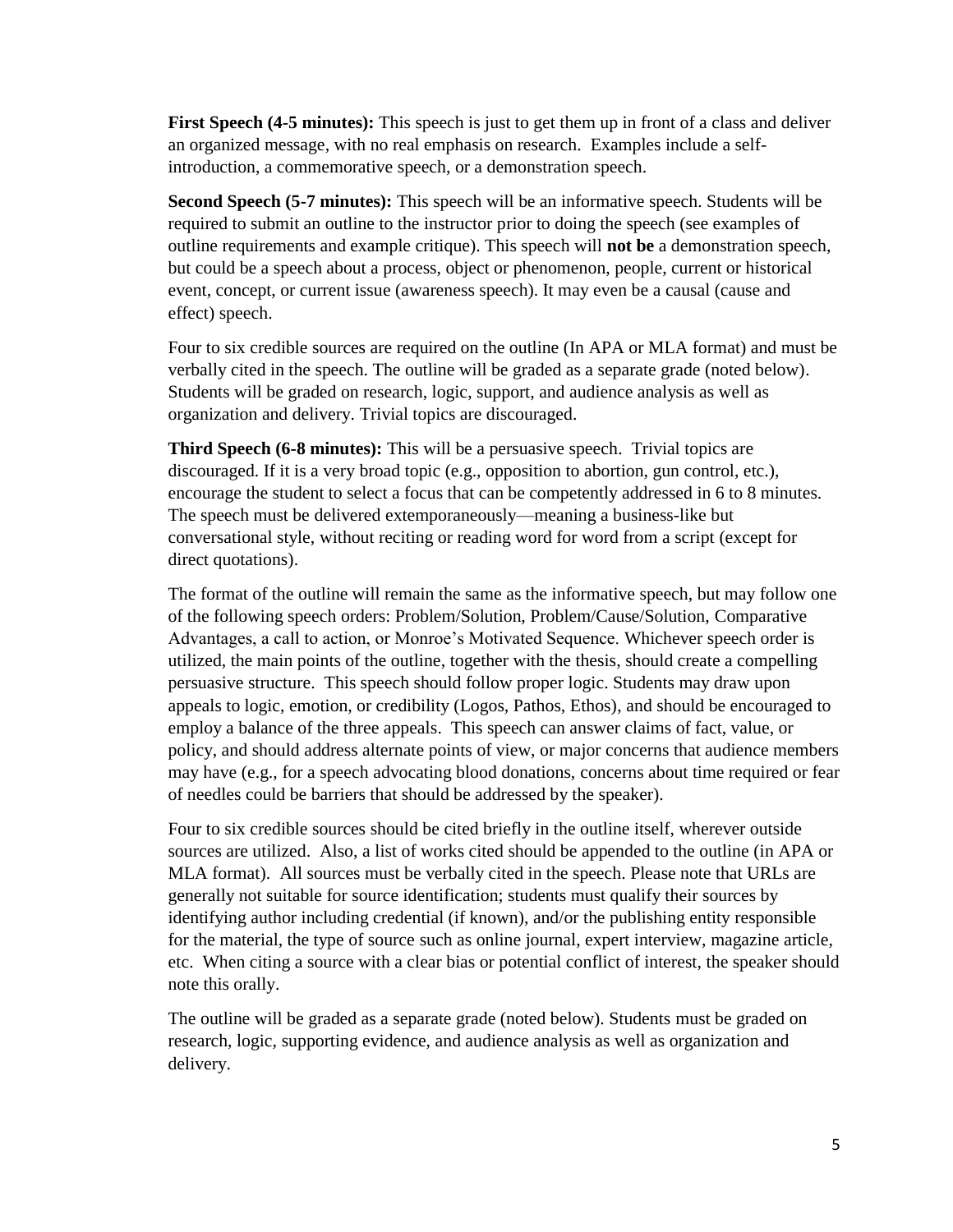**First Speech (4-5 minutes):** This speech is just to get them up in front of a class and deliver an organized message, with no real emphasis on research. Examples include a self-introduction, a commemorative speech, or a demonstration speech.

**Second Speech (5-7 minutes):** This speech will be an informative speech. Students will be required to submit an outline to the instructor prior to doing the speech (see examples of outline requirements and example critique). This speech will **not be** a demonstration speech, but could be a speech about a process, object or phenomenon, people, current or historical event, concept, or current issue (awareness speech). It may even be a causal (cause and effect) speech.

Four to six credible sources are required on the outline (In APA or MLA format) and must be verbally cited in the speech. The outline will be graded as a separate grade (noted below). Students will be graded on research, logic, support, and audience analysis as well as organization and delivery. Trivial topics are discouraged.

**Third Speech (6-8 minutes):** This will be a persuasive speech. Trivial topics are discouraged. If it is a very broad topic (e.g., opposition to abortion, gun control, etc.), encourage the student to select a focus that can be competently addressed in 6 to 8 minutes. The speech must be delivered extemporaneously—meaning a business-like but conversational style, without reciting or reading word for word from a script (except for direct quotations).

The format of the outline will remain the same as the informative speech, but may follow one of the following speech orders: Problem/Solution, Problem/Cause/Solution, Comparative Advantages, a call to action, or Monroe's Motivated Sequence. Whichever speech order is utilized, the main points of the outline, together with the thesis, should create a compelling persuasive structure. This speech should follow proper logic. Students may draw upon appeals to logic, emotion, or credibility (Logos, Pathos, Ethos), and should be encouraged to employ a balance of the three appeals. This speech can answer claims of fact, value, or policy, and should address alternate points of view, or major concerns that audience members may have (e.g., for a speech advocating blood donations, concerns about time required or fear of needles could be barriers that should be addressed by the speaker).

Four to six credible sources should be cited briefly in the outline itself, wherever outside sources are utilized. Also, a list of works cited should be appended to the outline (in APA or MLA format). All sources must be verbally cited in the speech. Please note that URLs are generally not suitable for source identification; students must qualify their sources by identifying author including credential (if known), and/or the publishing entity responsible for the material, the type of source such as online journal, expert interview, magazine article, etc. When citing a source with a clear bias or potential conflict of interest, the speaker should note this orally.

The outline will be graded as a separate grade (noted below). Students must be graded on research, logic, supporting evidence, and audience analysis as well as organization and delivery.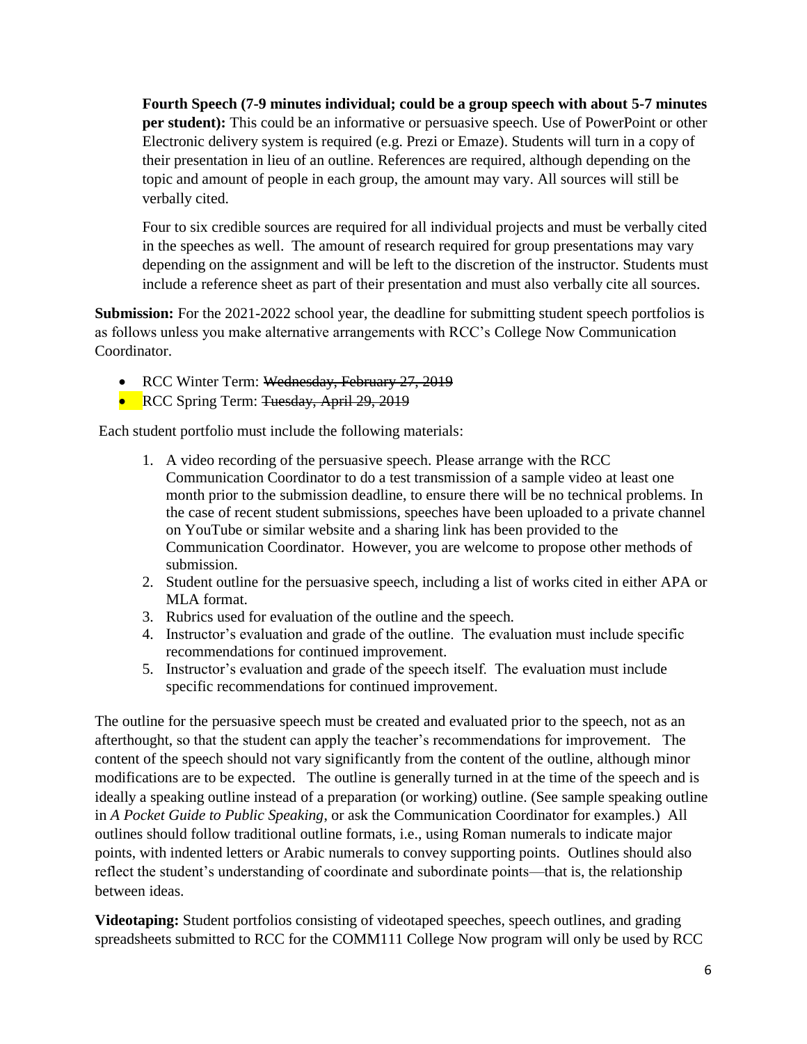**Fourth Speech (7-9 minutes individual; could be a group speech with about 5-7 minutes per student):** This could be an informative or persuasive speech. Use of PowerPoint or other Electronic delivery system is required (e.g. Prezi or Emaze). Students will turn in a copy of their presentation in lieu of an outline. References are required, although depending on the topic and amount of people in each group, the amount may vary. All sources will still be verbally cited.

Four to six credible sources are required for all individual projects and must be verbally cited in the speeches as well. The amount of research required for group presentations may vary depending on the assignment and will be left to the discretion of the instructor. Students must include a reference sheet as part of their presentation and must also verbally cite all sources.

**Submission:** For the 2021-2022 school year, the deadline for submitting student speech portfolios is as follows unless you make alternative arrangements with RCC's College Now Communication Coordinator.

- RCC Winter Term: ~~Wednesday, February 27, 2019~~
- RCC Spring Term: ~~Tuesday, April 29, 2019~~

Each student portfolio must include the following materials:

1. A video recording of the persuasive speech. Please arrange with the RCC Communication Coordinator to do a test transmission of a sample video at least one month prior to the submission deadline, to ensure there will be no technical problems. In the case of recent student submissions, speeches have been uploaded to a private channel on YouTube or similar website and a sharing link has been provided to the Communication Coordinator. However, you are welcome to propose other methods of submission.
2. Student outline for the persuasive speech, including a list of works cited in either APA or MLA format.
3. Rubrics used for evaluation of the outline and the speech.
4. Instructor's evaluation and grade of the outline. The evaluation must include specific recommendations for continued improvement.
5. Instructor's evaluation and grade of the speech itself. The evaluation must include specific recommendations for continued improvement.

The outline for the persuasive speech must be created and evaluated prior to the speech, not as an afterthought, so that the student can apply the teacher's recommendations for improvement. The content of the speech should not vary significantly from the content of the outline, although minor modifications are to be expected. The outline is generally turned in at the time of the speech and is ideally a speaking outline instead of a preparation (or working) outline. (See sample speaking outline in *A Pocket Guide to Public Speaking*, or ask the Communication Coordinator for examples.) All outlines should follow traditional outline formats, i.e., using Roman numerals to indicate major points, with indented letters or Arabic numerals to convey supporting points. Outlines should also reflect the student's understanding of coordinate and subordinate points—that is, the relationship between ideas.

**Videotaping:** Student portfolios consisting of videotaped speeches, speech outlines, and grading spreadsheets submitted to RCC for the COMM111 College Now program will only be used by RCC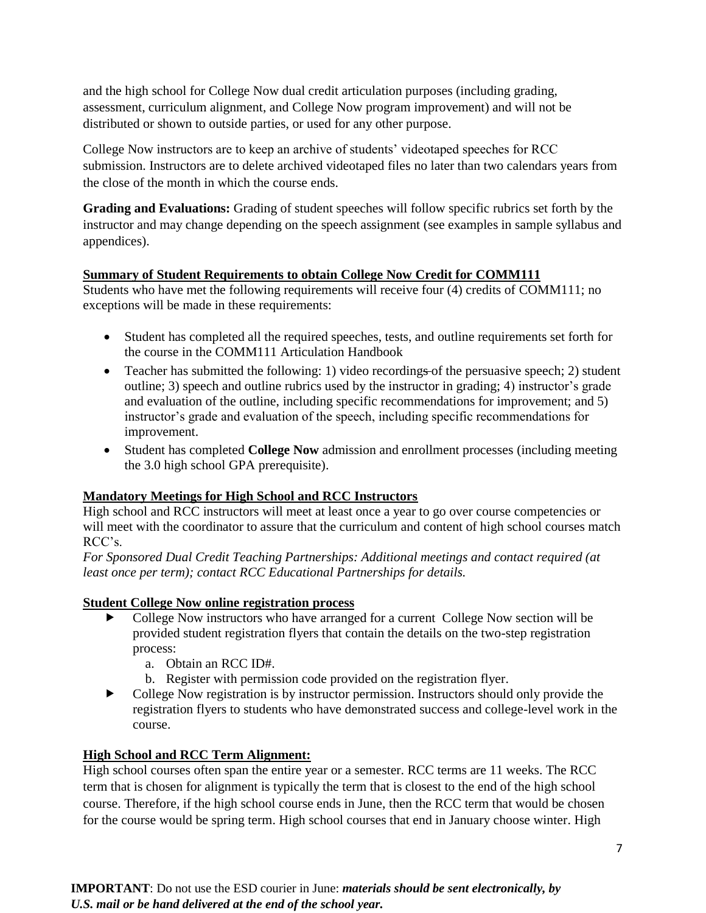and the high school for College Now dual credit articulation purposes (including grading, assessment, curriculum alignment, and College Now program improvement) and will not be distributed or shown to outside parties, or used for any other purpose.

College Now instructors are to keep an archive of students' videotaped speeches for RCC submission. Instructors are to delete archived videotaped files no later than two calendars years from the close of the month in which the course ends.

**Grading and Evaluations:** Grading of student speeches will follow specific rubrics set forth by the instructor and may change depending on the speech assignment (see examples in sample syllabus and appendices).

**Summary of Student Requirements to obtain College Now Credit for COMM111**

Students who have met the following requirements will receive four (4) credits of COMM111; no exceptions will be made in these requirements:

- Student has completed all the required speeches, tests, and outline requirements set forth for the course in the COMM111 Articulation Handbook
- Teacher has submitted the following: 1) video recordings of the persuasive speech; 2) student outline; 3) speech and outline rubrics used by the instructor in grading; 4) instructor's grade and evaluation of the outline, including specific recommendations for improvement; and 5) instructor's grade and evaluation of the speech, including specific recommendations for improvement.
- Student has completed **College Now** admission and enrollment processes (including meeting the 3.0 high school GPA prerequisite).

**Mandatory Meetings for High School and RCC Instructors**

High school and RCC instructors will meet at least once a year to go over course competencies or will meet with the coordinator to assure that the curriculum and content of high school courses match RCC's.

*For Sponsored Dual Credit Teaching Partnerships: Additional meetings and contact required (at least once per term); contact RCC Educational Partnerships for details.*

**Student College Now online registration process**

- College Now instructors who have arranged for a current College Now section will be provided student registration flyers that contain the details on the two-step registration process:
  a. Obtain an RCC ID#.
  b. Register with permission code provided on the registration flyer.
- College Now registration is by instructor permission. Instructors should only provide the registration flyers to students who have demonstrated success and college-level work in the course.

**High School and RCC Term Alignment:**

High school courses often span the entire year or a semester. RCC terms are 11 weeks. The RCC term that is chosen for alignment is typically the term that is closest to the end of the high school course. Therefore, if the high school course ends in June, then the RCC term that would be chosen for the course would be spring term. High school courses that end in January choose winter. High

**IMPORTANT**: Do not use the ESD courier in June: ***materials should be sent electronically, by U.S. mail or be hand delivered at the end of the school year.***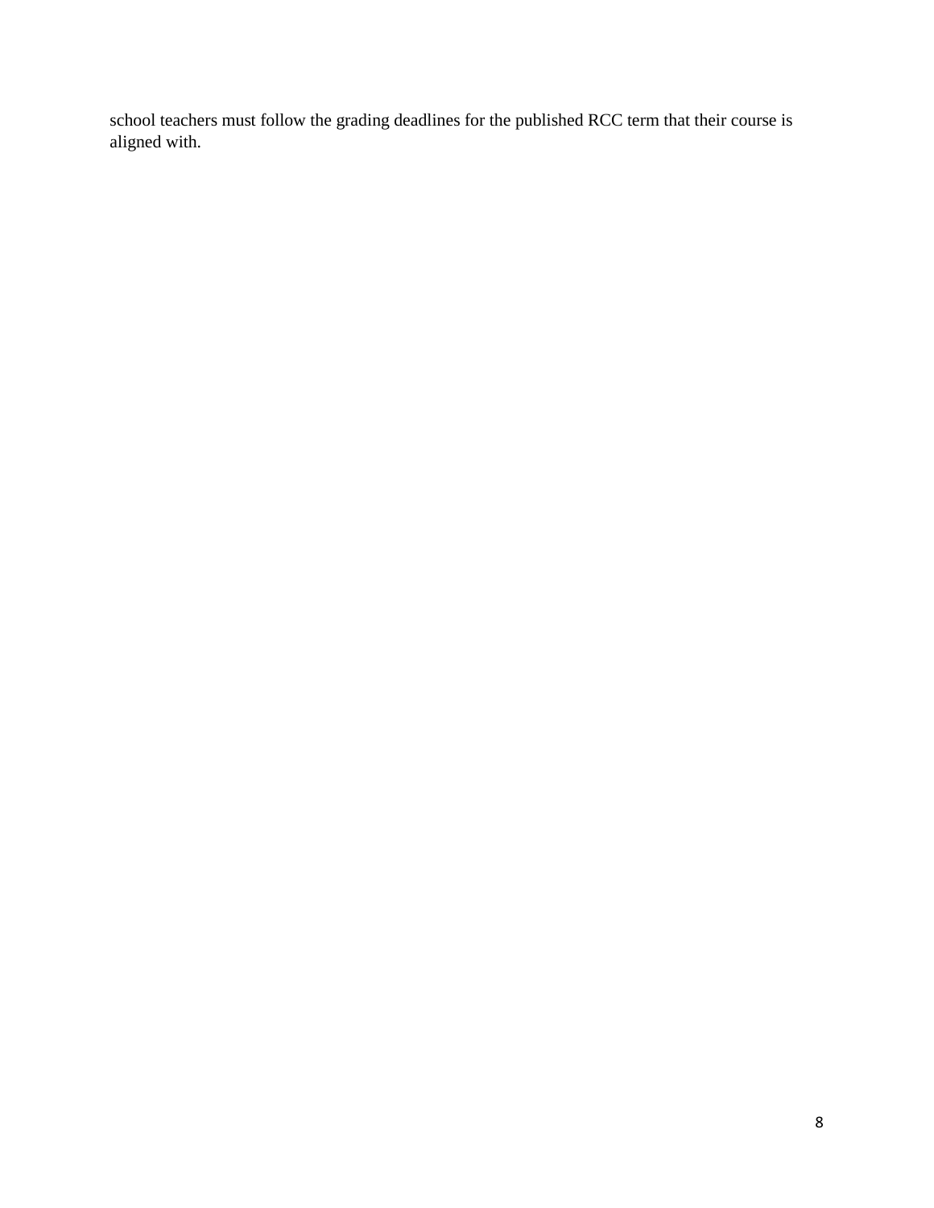school teachers must follow the grading deadlines for the published RCC term that their course is aligned with.